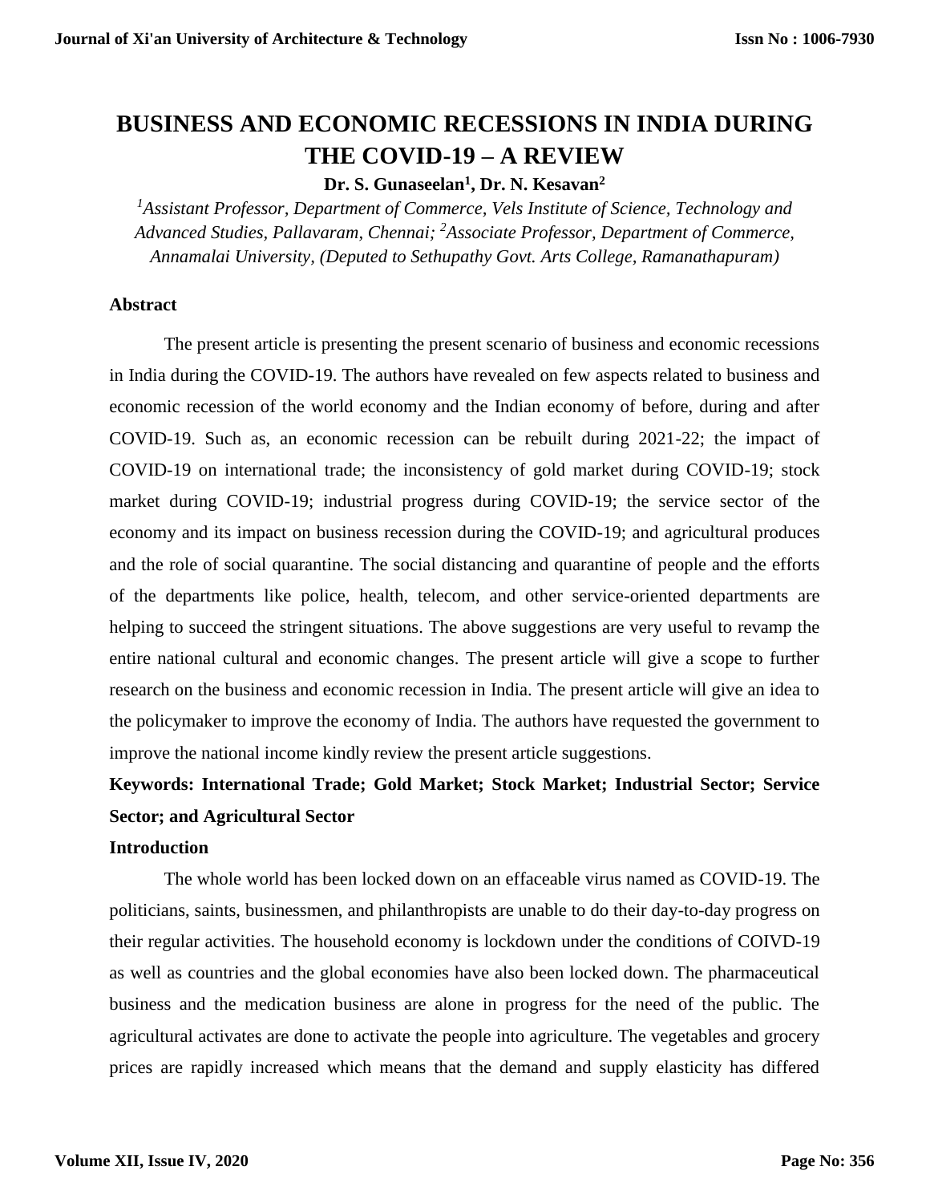# BUSINESS AND ECONOMIC RECESSIONS IN INDIA DURING THE COVID-19 – A REVIEW

**Dr. S. Gunaseelan[1], Dr. N. Kesavan[2]**

*[1]Assistant Professor, Department of Commerce, Vels Institute of Science, Technology and Advanced Studies, Pallavaram, Chennai; [2]Associate Professor, Department of Commerce, Annamalai University, (Deputed to Sethupathy Govt. Arts College, Ramanathapuram)*

## Abstract

The present article is presenting the present scenario of business and economic recessions in India during the COVID-19. The authors have revealed on few aspects related to business and economic recession of the world economy and the Indian economy of before, during and after COVID-19. Such as, an economic recession can be rebuilt during 2021-22; the impact of COVID-19 on international trade; the inconsistency of gold market during COVID-19; stock market during COVID-19; industrial progress during COVID-19; the service sector of the economy and its impact on business recession during the COVID-19; and agricultural produces and the role of social quarantine. The social distancing and quarantine of people and the efforts of the departments like police, health, telecom, and other service-oriented departments are helping to succeed the stringent situations. The above suggestions are very useful to revamp the entire national cultural and economic changes. The present article will give a scope to further research on the business and economic recession in India. The present article will give an idea to the policymaker to improve the economy of India. The authors have requested the government to improve the national income kindly review the present article suggestions.

**Keywords: International Trade; Gold Market; Stock Market; Industrial Sector; Service Sector; and Agricultural Sector**

## Introduction

The whole world has been locked down on an effaceable virus named as COVID-19. The politicians, saints, businessmen, and philanthropists are unable to do their day-to-day progress on their regular activities. The household economy is lockdown under the conditions of COIVD-19 as well as countries and the global economies have also been locked down. The pharmaceutical business and the medication business are alone in progress for the need of the public. The agricultural activates are done to activate the people into agriculture. The vegetables and grocery prices are rapidly increased which means that the demand and supply elasticity has differed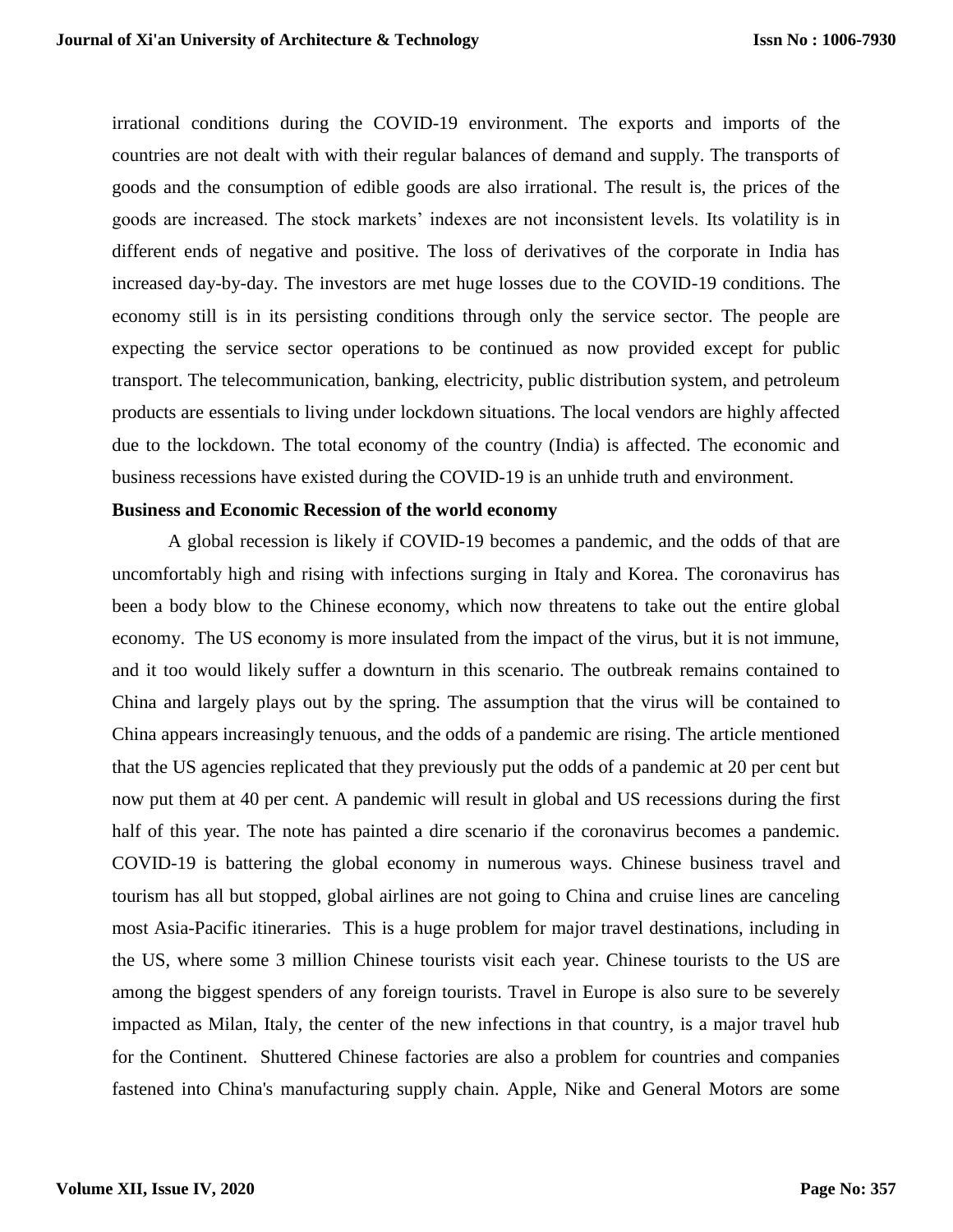irrational conditions during the COVID-19 environment. The exports and imports of the countries are not dealt with with their regular balances of demand and supply. The transports of goods and the consumption of edible goods are also irrational. The result is, the prices of the goods are increased. The stock markets' indexes are not inconsistent levels. Its volatility is in different ends of negative and positive. The loss of derivatives of the corporate in India has increased day-by-day. The investors are met huge losses due to the COVID-19 conditions. The economy still is in its persisting conditions through only the service sector. The people are expecting the service sector operations to be continued as now provided except for public transport. The telecommunication, banking, electricity, public distribution system, and petroleum products are essentials to living under lockdown situations. The local vendors are highly affected due to the lockdown. The total economy of the country (India) is affected. The economic and business recessions have existed during the COVID-19 is an unhide truth and environment.

**Business and Economic Recession of the world economy**

A global recession is likely if COVID-19 becomes a pandemic, and the odds of that are uncomfortably high and rising with infections surging in Italy and Korea. The coronavirus has been a body blow to the Chinese economy, which now threatens to take out the entire global economy. The US economy is more insulated from the impact of the virus, but it is not immune, and it too would likely suffer a downturn in this scenario. The outbreak remains contained to China and largely plays out by the spring. The assumption that the virus will be contained to China appears increasingly tenuous, and the odds of a pandemic are rising. The article mentioned that the US agencies replicated that they previously put the odds of a pandemic at 20 per cent but now put them at 40 per cent. A pandemic will result in global and US recessions during the first half of this year. The note has painted a dire scenario if the coronavirus becomes a pandemic. COVID-19 is battering the global economy in numerous ways. Chinese business travel and tourism has all but stopped, global airlines are not going to China and cruise lines are canceling most Asia-Pacific itineraries. This is a huge problem for major travel destinations, including in the US, where some 3 million Chinese tourists visit each year. Chinese tourists to the US are among the biggest spenders of any foreign tourists. Travel in Europe is also sure to be severely impacted as Milan, Italy, the center of the new infections in that country, is a major travel hub for the Continent. Shuttered Chinese factories are also a problem for countries and companies fastened into China's manufacturing supply chain. Apple, Nike and General Motors are some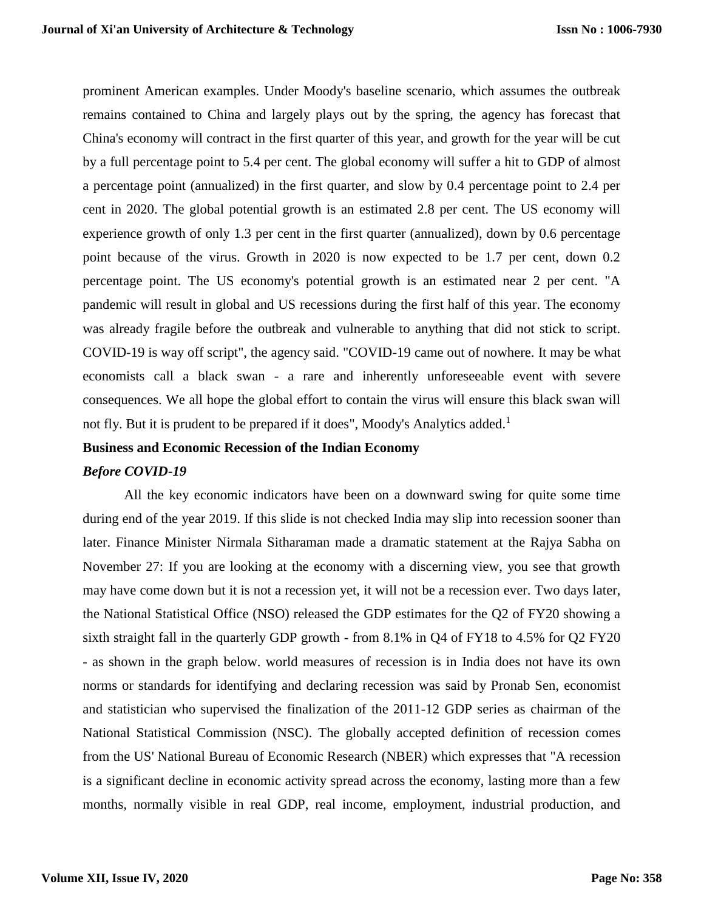prominent American examples. Under Moody's baseline scenario, which assumes the outbreak remains contained to China and largely plays out by the spring, the agency has forecast that China's economy will contract in the first quarter of this year, and growth for the year will be cut by a full percentage point to 5.4 per cent. The global economy will suffer a hit to GDP of almost a percentage point (annualized) in the first quarter, and slow by 0.4 percentage point to 2.4 per cent in 2020. The global potential growth is an estimated 2.8 per cent. The US economy will experience growth of only 1.3 per cent in the first quarter (annualized), down by 0.6 percentage point because of the virus. Growth in 2020 is now expected to be 1.7 per cent, down 0.2 percentage point. The US economy's potential growth is an estimated near 2 per cent. "A pandemic will result in global and US recessions during the first half of this year. The economy was already fragile before the outbreak and vulnerable to anything that did not stick to script. COVID-19 is way off script", the agency said. "COVID-19 came out of nowhere. It may be what economists call a black swan - a rare and inherently unforeseeable event with severe consequences. We all hope the global effort to contain the virus will ensure this black swan will not fly. But it is prudent to be prepared if it does", Moody's Analytics added.[1]

## Business and Economic Recession of the Indian Economy

### *Before COVID-19*

All the key economic indicators have been on a downward swing for quite some time during end of the year 2019. If this slide is not checked India may slip into recession sooner than later. Finance Minister Nirmala Sitharaman made a dramatic statement at the Rajya Sabha on November 27: If you are looking at the economy with a discerning view, you see that growth may have come down but it is not a recession yet, it will not be a recession ever. Two days later, the National Statistical Office (NSO) released the GDP estimates for the Q2 of FY20 showing a sixth straight fall in the quarterly GDP growth - from 8.1% in Q4 of FY18 to 4.5% for Q2 FY20 - as shown in the graph below. world measures of recession is in India does not have its own norms or standards for identifying and declaring recession was said by Pronab Sen, economist and statistician who supervised the finalization of the 2011-12 GDP series as chairman of the National Statistical Commission (NSC). The globally accepted definition of recession comes from the US' National Bureau of Economic Research (NBER) which expresses that "A recession is a significant decline in economic activity spread across the economy, lasting more than a few months, normally visible in real GDP, real income, employment, industrial production, and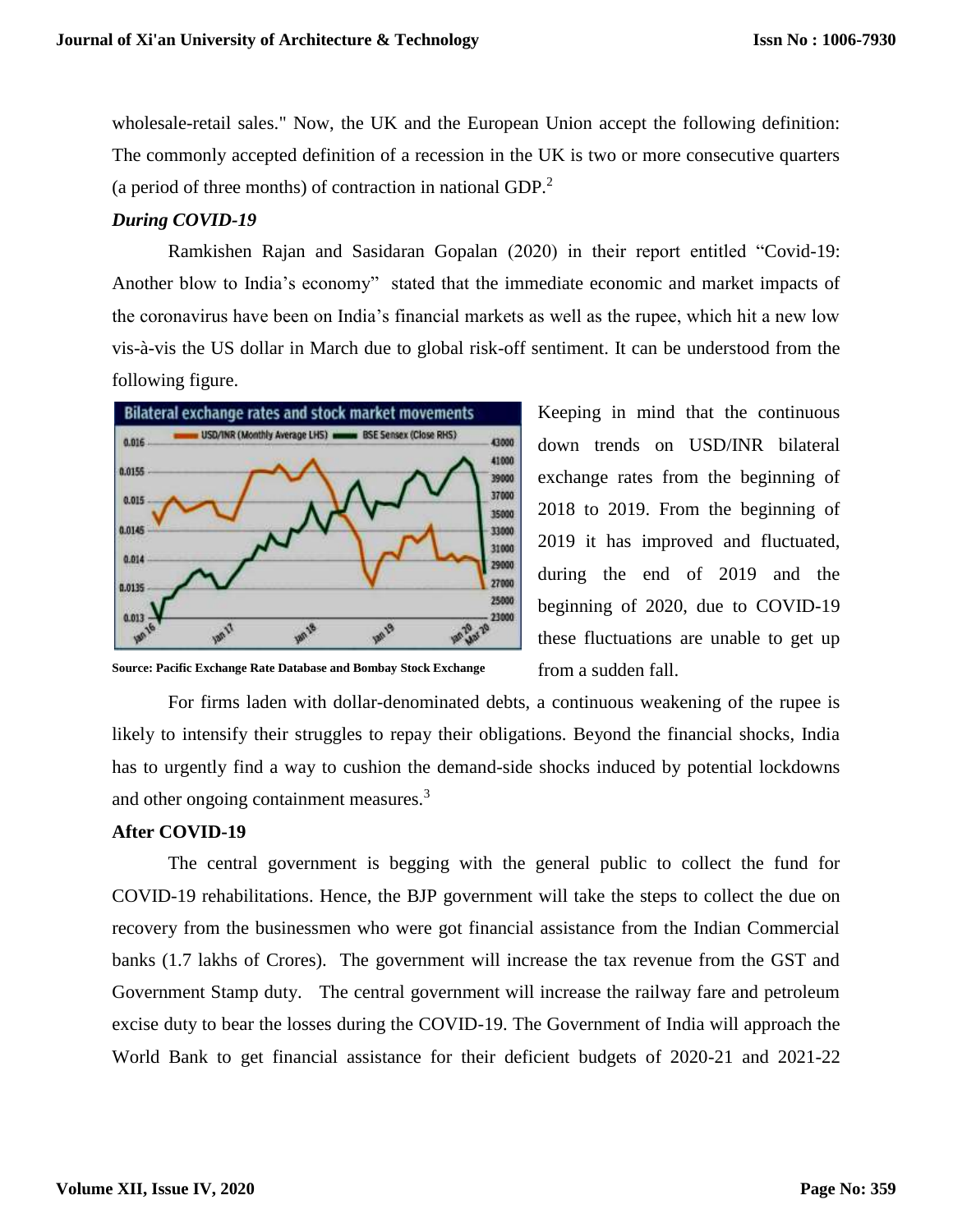wholesale-retail sales." Now, the UK and the European Union accept the following definition: The commonly accepted definition of a recession in the UK is two or more consecutive quarters (a period of three months) of contraction in national GDP.[2]

***During COVID-19***

Ramkishen Rajan and Sasidaran Gopalan (2020) in their report entitled "Covid-19: Another blow to India's economy" stated that the immediate economic and market impacts of the coronavirus have been on India's financial markets as well as the rupee, which hit a new low vis-à-vis the US dollar in March due to global risk-off sentiment. It can be understood from the following figure.

Source: Pacific Exchange Rate Database and Bombay Stock Exchange

Keeping in mind that the continuous down trends on USD/INR bilateral exchange rates from the beginning of 2018 to 2019. From the beginning of 2019 it has improved and fluctuated, during the end of 2019 and the beginning of 2020, due to COVID-19 these fluctuations are unable to get up from a sudden fall.

For firms laden with dollar-denominated debts, a continuous weakening of the rupee is likely to intensify their struggles to repay their obligations. Beyond the financial shocks, India has to urgently find a way to cushion the demand-side shocks induced by potential lockdowns and other ongoing containment measures.[3]

**After COVID-19**

The central government is begging with the general public to collect the fund for COVID-19 rehabilitations. Hence, the BJP government will take the steps to collect the due on recovery from the businessmen who were got financial assistance from the Indian Commercial banks (1.7 lakhs of Crores). The government will increase the tax revenue from the GST and Government Stamp duty. The central government will increase the railway fare and petroleum excise duty to bear the losses during the COVID-19. The Government of India will approach the World Bank to get financial assistance for their deficient budgets of 2020-21 and 2021-22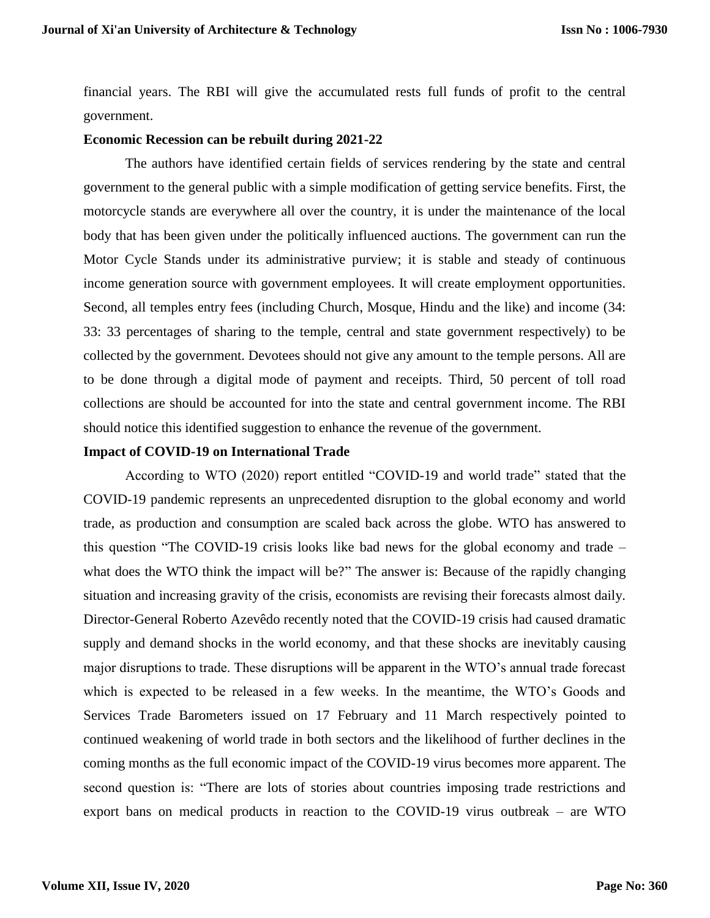financial years. The RBI will give the accumulated rests full funds of profit to the central government.

**Economic Recession can be rebuilt during 2021-22**

The authors have identified certain fields of services rendering by the state and central government to the general public with a simple modification of getting service benefits. First, the motorcycle stands are everywhere all over the country, it is under the maintenance of the local body that has been given under the politically influenced auctions. The government can run the Motor Cycle Stands under its administrative purview; it is stable and steady of continuous income generation source with government employees. It will create employment opportunities. Second, all temples entry fees (including Church, Mosque, Hindu and the like) and income (34: 33: 33 percentages of sharing to the temple, central and state government respectively) to be collected by the government. Devotees should not give any amount to the temple persons. All are to be done through a digital mode of payment and receipts. Third, 50 percent of toll road collections are should be accounted for into the state and central government income. The RBI should notice this identified suggestion to enhance the revenue of the government.

**Impact of COVID-19 on International Trade**

According to WTO (2020) report entitled "COVID-19 and world trade" stated that the COVID-19 pandemic represents an unprecedented disruption to the global economy and world trade, as production and consumption are scaled back across the globe. WTO has answered to this question "The COVID-19 crisis looks like bad news for the global economy and trade – what does the WTO think the impact will be?" The answer is: Because of the rapidly changing situation and increasing gravity of the crisis, economists are revising their forecasts almost daily. Director-General Roberto Azevêdo recently noted that the COVID-19 crisis had caused dramatic supply and demand shocks in the world economy, and that these shocks are inevitably causing major disruptions to trade. These disruptions will be apparent in the WTO's annual trade forecast which is expected to be released in a few weeks. In the meantime, the WTO's Goods and Services Trade Barometers issued on 17 February and 11 March respectively pointed to continued weakening of world trade in both sectors and the likelihood of further declines in the coming months as the full economic impact of the COVID-19 virus becomes more apparent. The second question is: "There are lots of stories about countries imposing trade restrictions and export bans on medical products in reaction to the COVID-19 virus outbreak – are WTO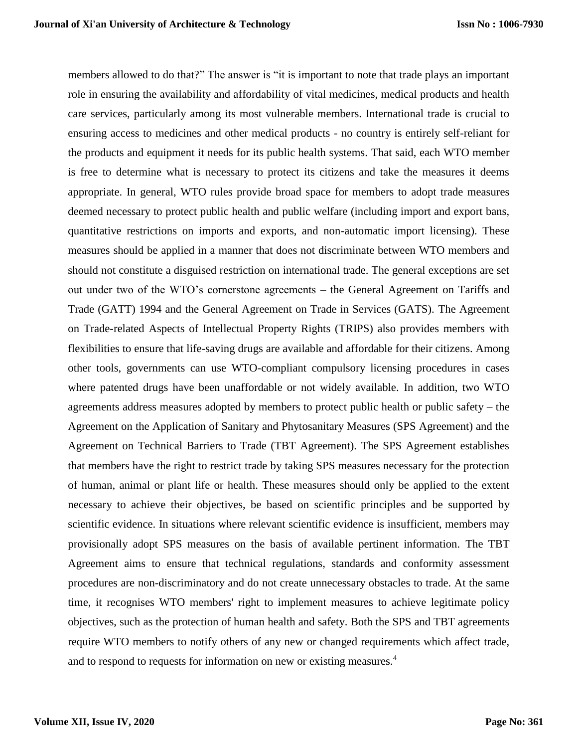members allowed to do that?" The answer is "it is important to note that trade plays an important role in ensuring the availability and affordability of vital medicines, medical products and health care services, particularly among its most vulnerable members. International trade is crucial to ensuring access to medicines and other medical products - no country is entirely self-reliant for the products and equipment it needs for its public health systems. That said, each WTO member is free to determine what is necessary to protect its citizens and take the measures it deems appropriate. In general, WTO rules provide broad space for members to adopt trade measures deemed necessary to protect public health and public welfare (including import and export bans, quantitative restrictions on imports and exports, and non-automatic import licensing). These measures should be applied in a manner that does not discriminate between WTO members and should not constitute a disguised restriction on international trade. The general exceptions are set out under two of the WTO's cornerstone agreements – the General Agreement on Tariffs and Trade (GATT) 1994 and the General Agreement on Trade in Services (GATS). The Agreement on Trade-related Aspects of Intellectual Property Rights (TRIPS) also provides members with flexibilities to ensure that life-saving drugs are available and affordable for their citizens. Among other tools, governments can use WTO-compliant compulsory licensing procedures in cases where patented drugs have been unaffordable or not widely available. In addition, two WTO agreements address measures adopted by members to protect public health or public safety – the Agreement on the Application of Sanitary and Phytosanitary Measures (SPS Agreement) and the Agreement on Technical Barriers to Trade (TBT Agreement). The SPS Agreement establishes that members have the right to restrict trade by taking SPS measures necessary for the protection of human, animal or plant life or health. These measures should only be applied to the extent necessary to achieve their objectives, be based on scientific principles and be supported by scientific evidence. In situations where relevant scientific evidence is insufficient, members may provisionally adopt SPS measures on the basis of available pertinent information. The TBT Agreement aims to ensure that technical regulations, standards and conformity assessment procedures are non-discriminatory and do not create unnecessary obstacles to trade. At the same time, it recognises WTO members' right to implement measures to achieve legitimate policy objectives, such as the protection of human health and safety. Both the SPS and TBT agreements require WTO members to notify others of any new or changed requirements which affect trade, and to respond to requests for information on new or existing measures.[4]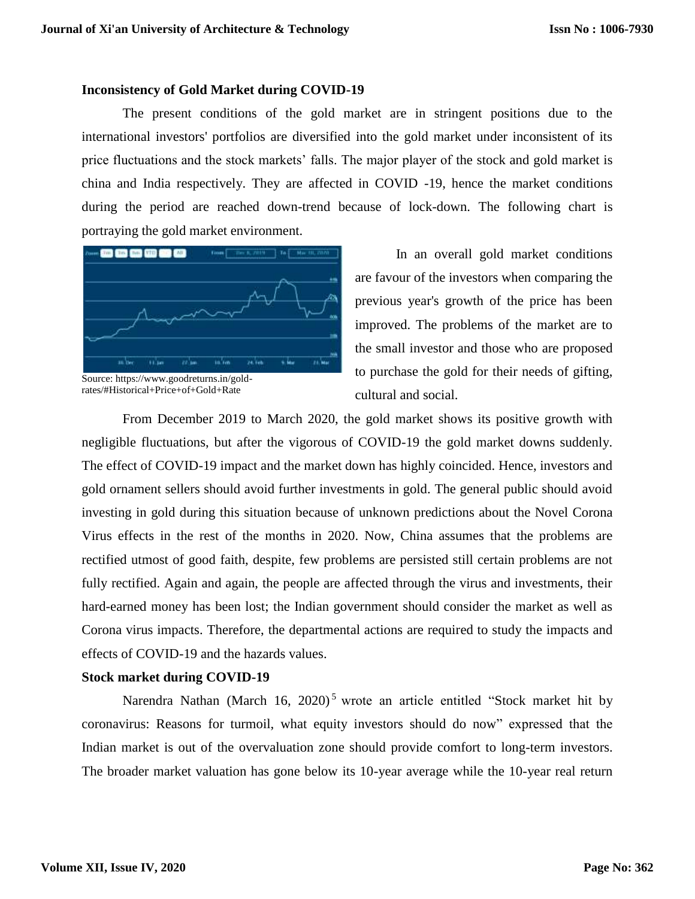**Inconsistency of Gold Market during COVID-19**

The present conditions of the gold market are in stringent positions due to the international investors' portfolios are diversified into the gold market under inconsistent of its price fluctuations and the stock markets' falls. The major player of the stock and gold market is china and India respectively. They are affected in COVID -19, hence the market conditions during the period are reached down-trend because of lock-down. The following chart is portraying the gold market environment.

Source: https://www.goodreturns.in/gold-rates/#Historical+Price+of+Gold+Rate

In an overall gold market conditions are favour of the investors when comparing the previous year's growth of the price has been improved. The problems of the market are to the small investor and those who are proposed to purchase the gold for their needs of gifting, cultural and social.

From December 2019 to March 2020, the gold market shows its positive growth with negligible fluctuations, but after the vigorous of COVID-19 the gold market downs suddenly. The effect of COVID-19 impact and the market down has highly coincided. Hence, investors and gold ornament sellers should avoid further investments in gold. The general public should avoid investing in gold during this situation because of unknown predictions about the Novel Corona Virus effects in the rest of the months in 2020. Now, China assumes that the problems are rectified utmost of good faith, despite, few problems are persisted still certain problems are not fully rectified. Again and again, the people are affected through the virus and investments, their hard-earned money has been lost; the Indian government should consider the market as well as Corona virus impacts. Therefore, the departmental actions are required to study the impacts and effects of COVID-19 and the hazards values.

**Stock market during COVID-19**

Narendra Nathan (March 16, 2020)[5] wrote an article entitled "Stock market hit by coronavirus: Reasons for turmoil, what equity investors should do now" expressed that the Indian market is out of the overvaluation zone should provide comfort to long-term investors. The broader market valuation has gone below its 10-year average while the 10-year real return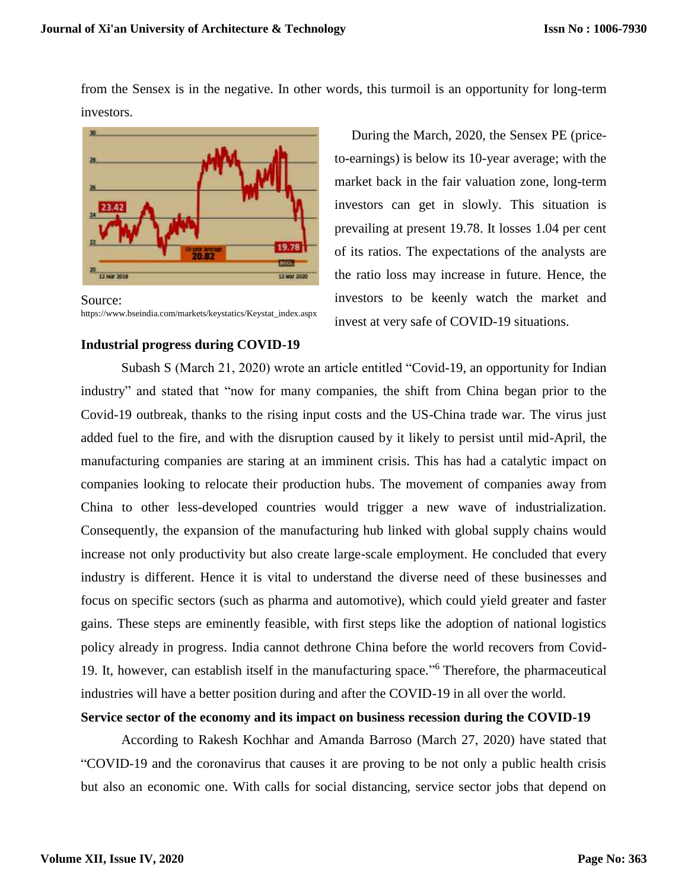from the Sensex is in the negative. In other words, this turmoil is an opportunity for long-term investors.

Source: https://www.bseindia.com/markets/keystatics/Keystat_index.aspx

During the March, 2020, the Sensex PE (price-to-earnings) is below its 10-year average; with the market back in the fair valuation zone, long-term investors can get in slowly. This situation is prevailing at present 19.78. It losses 1.04 per cent of its ratios. The expectations of the analysts are the ratio loss may increase in future. Hence, the investors to be keenly watch the market and invest at very safe of COVID-19 situations.

**Industrial progress during COVID-19**

Subash S (March 21, 2020) wrote an article entitled "Covid-19, an opportunity for Indian industry" and stated that "now for many companies, the shift from China began prior to the Covid-19 outbreak, thanks to the rising input costs and the US-China trade war. The virus just added fuel to the fire, and with the disruption caused by it likely to persist until mid-April, the manufacturing companies are staring at an imminent crisis. This has had a catalytic impact on companies looking to relocate their production hubs. The movement of companies away from China to other less-developed countries would trigger a new wave of industrialization. Consequently, the expansion of the manufacturing hub linked with global supply chains would increase not only productivity but also create large-scale employment. He concluded that every industry is different. Hence it is vital to understand the diverse need of these businesses and focus on specific sectors (such as pharma and automotive), which could yield greater and faster gains. These steps are eminently feasible, with first steps like the adoption of national logistics policy already in progress. India cannot dethrone China before the world recovers from Covid-19. It, however, can establish itself in the manufacturing space."[6] Therefore, the pharmaceutical industries will have a better position during and after the COVID-19 in all over the world.

**Service sector of the economy and its impact on business recession during the COVID-19**

According to Rakesh Kochhar and Amanda Barroso (March 27, 2020) have stated that "COVID-19 and the coronavirus that causes it are proving to be not only a public health crisis but also an economic one. With calls for social distancing, service sector jobs that depend on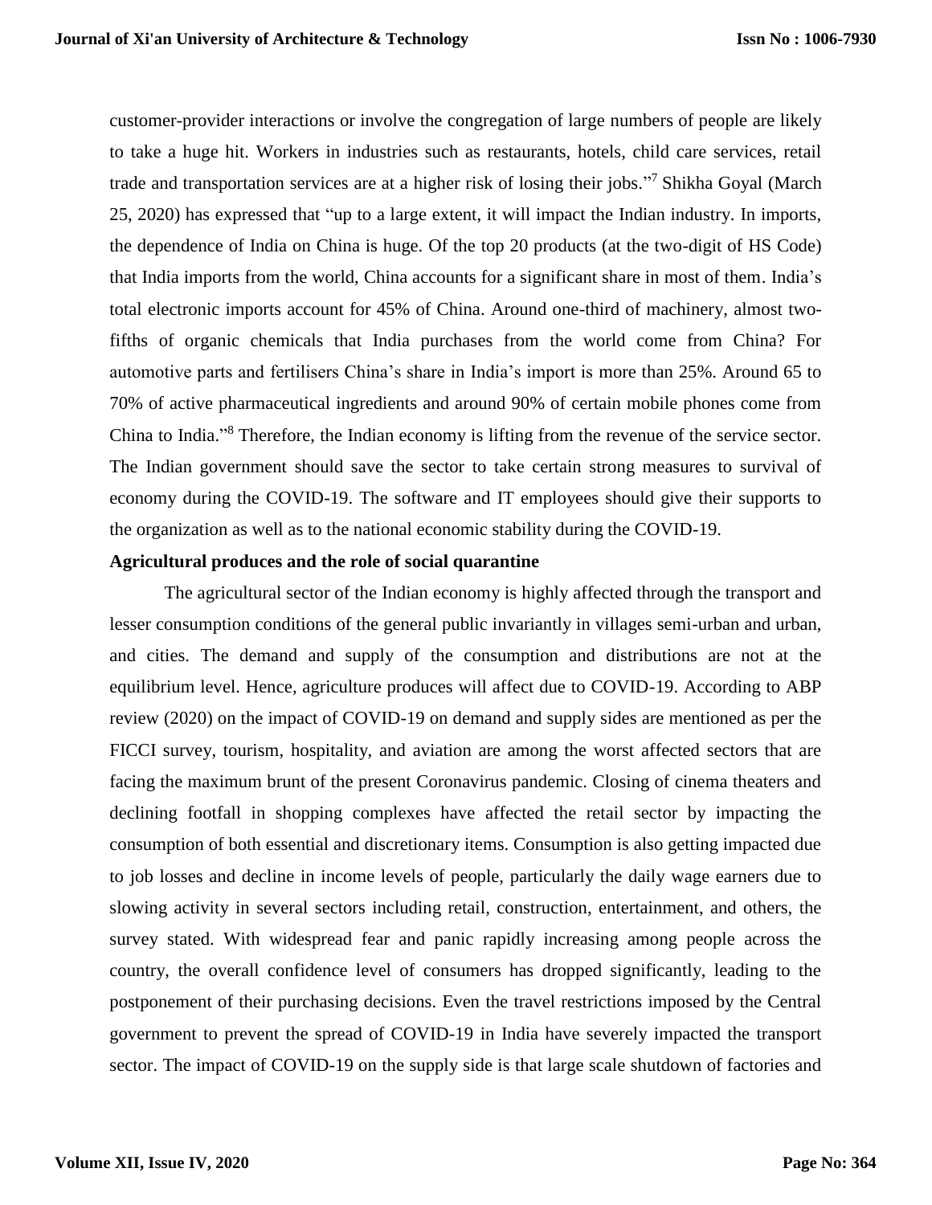customer-provider interactions or involve the congregation of large numbers of people are likely to take a huge hit. Workers in industries such as restaurants, hotels, child care services, retail trade and transportation services are at a higher risk of losing their jobs."[7] Shikha Goyal (March 25, 2020) has expressed that "up to a large extent, it will impact the Indian industry. In imports, the dependence of India on China is huge. Of the top 20 products (at the two-digit of HS Code) that India imports from the world, China accounts for a significant share in most of them. India's total electronic imports account for 45% of China. Around one-third of machinery, almost two-fifths of organic chemicals that India purchases from the world come from China? For automotive parts and fertilisers China's share in India's import is more than 25%. Around 65 to 70% of active pharmaceutical ingredients and around 90% of certain mobile phones come from China to India."[8] Therefore, the Indian economy is lifting from the revenue of the service sector. The Indian government should save the sector to take certain strong measures to survival of economy during the COVID-19. The software and IT employees should give their supports to the organization as well as to the national economic stability during the COVID-19.

**Agricultural produces and the role of social quarantine**

The agricultural sector of the Indian economy is highly affected through the transport and lesser consumption conditions of the general public invariantly in villages semi-urban and urban, and cities. The demand and supply of the consumption and distributions are not at the equilibrium level. Hence, agriculture produces will affect due to COVID-19. According to ABP review (2020) on the impact of COVID-19 on demand and supply sides are mentioned as per the FICCI survey, tourism, hospitality, and aviation are among the worst affected sectors that are facing the maximum brunt of the present Coronavirus pandemic. Closing of cinema theaters and declining footfall in shopping complexes have affected the retail sector by impacting the consumption of both essential and discretionary items. Consumption is also getting impacted due to job losses and decline in income levels of people, particularly the daily wage earners due to slowing activity in several sectors including retail, construction, entertainment, and others, the survey stated. With widespread fear and panic rapidly increasing among people across the country, the overall confidence level of consumers has dropped significantly, leading to the postponement of their purchasing decisions. Even the travel restrictions imposed by the Central government to prevent the spread of COVID-19 in India have severely impacted the transport sector. The impact of COVID-19 on the supply side is that large scale shutdown of factories and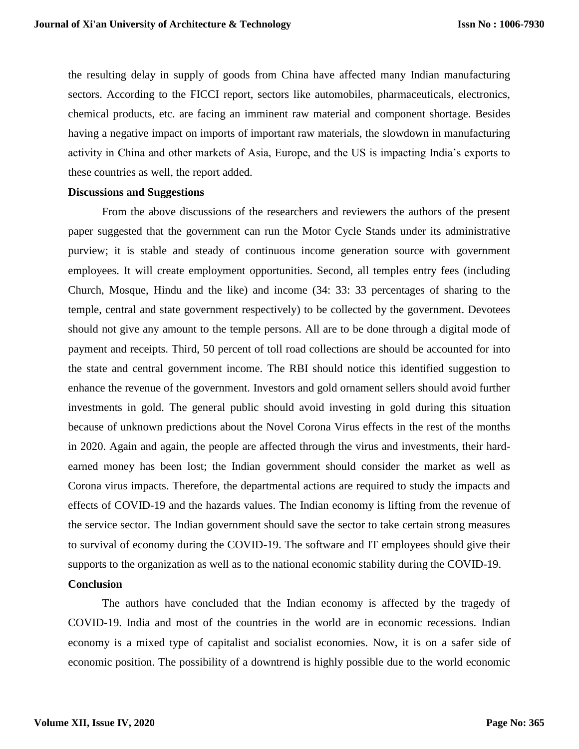the resulting delay in supply of goods from China have affected many Indian manufacturing sectors. According to the FICCI report, sectors like automobiles, pharmaceuticals, electronics, chemical products, etc. are facing an imminent raw material and component shortage. Besides having a negative impact on imports of important raw materials, the slowdown in manufacturing activity in China and other markets of Asia, Europe, and the US is impacting India's exports to these countries as well, the report added.

## Discussions and Suggestions

From the above discussions of the researchers and reviewers the authors of the present paper suggested that the government can run the Motor Cycle Stands under its administrative purview; it is stable and steady of continuous income generation source with government employees. It will create employment opportunities. Second, all temples entry fees (including Church, Mosque, Hindu and the like) and income (34: 33: 33 percentages of sharing to the temple, central and state government respectively) to be collected by the government. Devotees should not give any amount to the temple persons. All are to be done through a digital mode of payment and receipts. Third, 50 percent of toll road collections are should be accounted for into the state and central government income. The RBI should notice this identified suggestion to enhance the revenue of the government. Investors and gold ornament sellers should avoid further investments in gold. The general public should avoid investing in gold during this situation because of unknown predictions about the Novel Corona Virus effects in the rest of the months in 2020. Again and again, the people are affected through the virus and investments, their hard-earned money has been lost; the Indian government should consider the market as well as Corona virus impacts. Therefore, the departmental actions are required to study the impacts and effects of COVID-19 and the hazards values. The Indian economy is lifting from the revenue of the service sector. The Indian government should save the sector to take certain strong measures to survival of economy during the COVID-19. The software and IT employees should give their supports to the organization as well as to the national economic stability during the COVID-19.

## Conclusion

The authors have concluded that the Indian economy is affected by the tragedy of COVID-19. India and most of the countries in the world are in economic recessions. Indian economy is a mixed type of capitalist and socialist economies. Now, it is on a safer side of economic position. The possibility of a downtrend is highly possible due to the world economic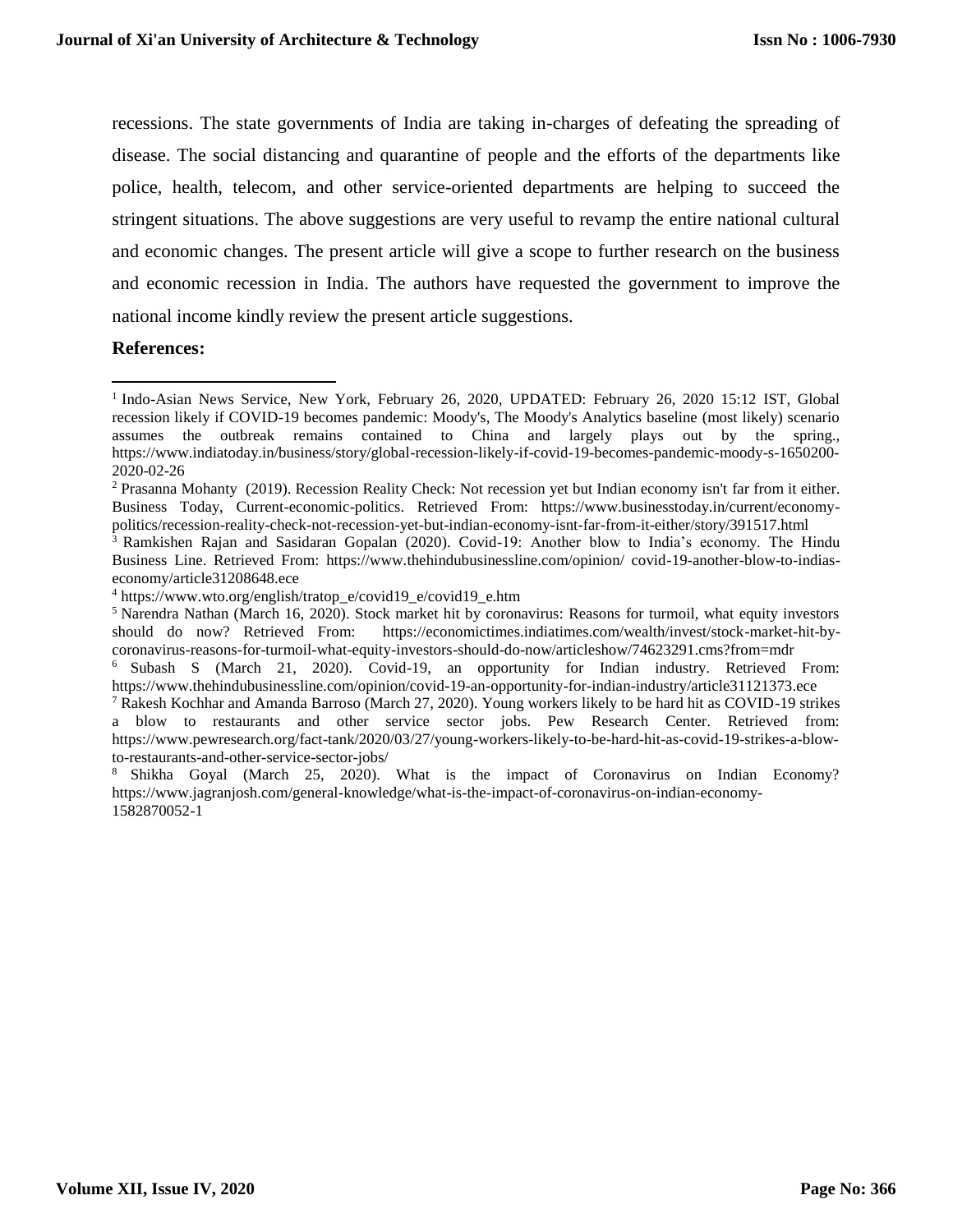recessions. The state governments of India are taking in-charges of defeating the spreading of disease. The social distancing and quarantine of people and the efforts of the departments like police, health, telecom, and other service-oriented departments are helping to succeed the stringent situations. The above suggestions are very useful to revamp the entire national cultural and economic changes. The present article will give a scope to further research on the business and economic recession in India. The authors have requested the government to improve the national income kindly review the present article suggestions.

**References:**

---

[1] Indo-Asian News Service, New York, February 26, 2020, UPDATED: February 26, 2020 15:12 IST, Global recession likely if COVID-19 becomes pandemic: Moody's, The Moody's Analytics baseline (most likely) scenario assumes the outbreak remains contained to China and largely plays out by the spring., https://www.indiatoday.in/business/story/global-recession-likely-if-covid-19-becomes-pandemic-moody-s-1650200-2020-02-26

[2] Prasanna Mohanty (2019). Recession Reality Check: Not recession yet but Indian economy isn't far from it either. Business Today, Current-economic-politics. Retrieved From: https://www.businesstoday.in/current/economy-politics/recession-reality-check-not-recession-yet-but-indian-economy-isnt-far-from-it-either/story/391517.html

[3] Ramkishen Rajan and Sasidaran Gopalan (2020). Covid-19: Another blow to India's economy. The Hindu Business Line. Retrieved From: https://www.thehindubusinessline.com/opinion/ covid-19-another-blow-to-indias-economy/article31208648.ece

[4] https://www.wto.org/english/tratop_e/covid19_e/covid19_e.htm

[5] Narendra Nathan (March 16, 2020). Stock market hit by coronavirus: Reasons for turmoil, what equity investors should do now? Retrieved From: https://economictimes.indiatimes.com/wealth/invest/stock-market-hit-by-coronavirus-reasons-for-turmoil-what-equity-investors-should-do-now/articleshow/74623291.cms?from=mdr

[6] Subash S (March 21, 2020). Covid-19, an opportunity for Indian industry. Retrieved From: https://www.thehindubusinessline.com/opinion/covid-19-an-opportunity-for-indian-industry/article31121373.ece

[7] Rakesh Kochhar and Amanda Barroso (March 27, 2020). Young workers likely to be hard hit as COVID-19 strikes a blow to restaurants and other service sector jobs. Pew Research Center. Retrieved from: https://www.pewresearch.org/fact-tank/2020/03/27/young-workers-likely-to-be-hard-hit-as-covid-19-strikes-a-blow-to-restaurants-and-other-service-sector-jobs/

[8] Shikha Goyal (March 25, 2020). What is the impact of Coronavirus on Indian Economy? https://www.jagranjosh.com/general-knowledge/what-is-the-impact-of-coronavirus-on-indian-economy-1582870052-1